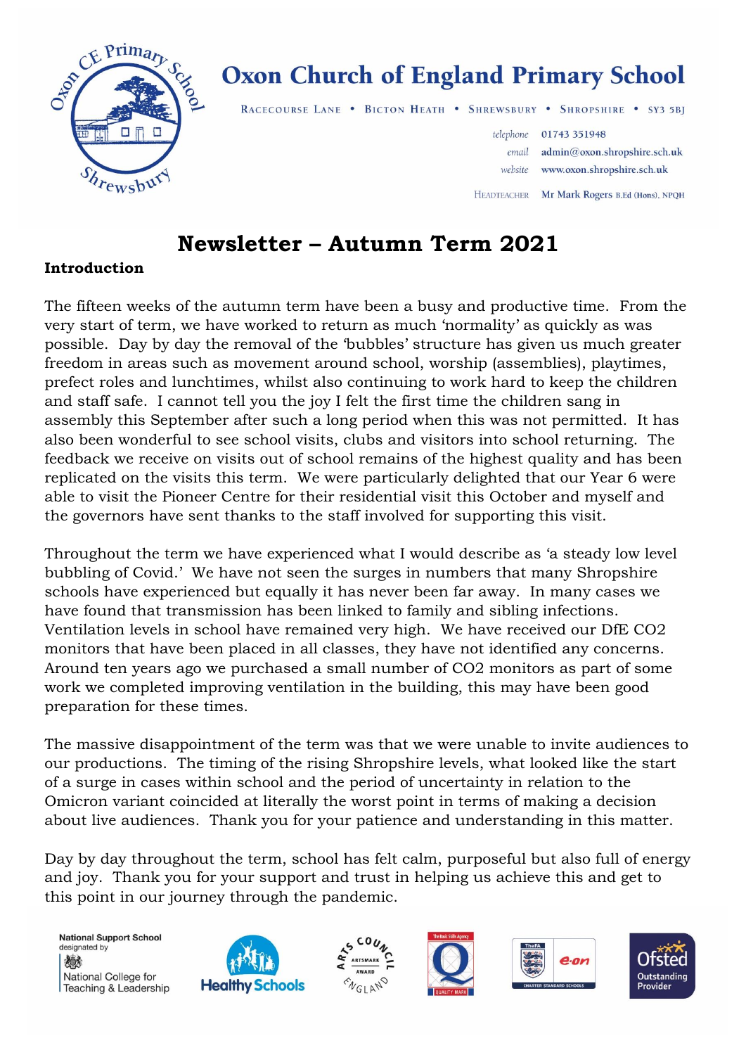# Oxon Church of England Primary School

RACECOURSE LANE • BICTON HEATH • SHREWSBURY • SHROPSHIRE • SY3 5BJ

*telephone* 01743 351948
*email* admin@oxon.shropshire.sch.uk
*website* www.oxon.shropshire.sch.uk

HEADTEACHER Mr Mark Rogers B.Ed (Hons), NPQH

## Newsletter – Autumn Term 2021

### Introduction

The fifteen weeks of the autumn term have been a busy and productive time. From the very start of term, we have worked to return as much 'normality' as quickly as was possible. Day by day the removal of the 'bubbles' structure has given us much greater freedom in areas such as movement around school, worship (assemblies), playtimes, prefect roles and lunchtimes, whilst also continuing to work hard to keep the children and staff safe. I cannot tell you the joy I felt the first time the children sang in assembly this September after such a long period when this was not permitted. It has also been wonderful to see school visits, clubs and visitors into school returning. The feedback we receive on visits out of school remains of the highest quality and has been replicated on the visits this term. We were particularly delighted that our Year 6 were able to visit the Pioneer Centre for their residential visit this October and myself and the governors have sent thanks to the staff involved for supporting this visit.

Throughout the term we have experienced what I would describe as 'a steady low level bubbling of Covid.' We have not seen the surges in numbers that many Shropshire schools have experienced but equally it has never been far away. In many cases we have found that transmission has been linked to family and sibling infections. Ventilation levels in school have remained very high. We have received our DfE $CO_2$ monitors that have been placed in all classes, they have not identified any concerns. Around ten years ago we purchased a small number of $CO_2$ monitors as part of some work we completed improving ventilation in the building, this may have been good preparation for these times.

The massive disappointment of the term was that we were unable to invite audiences to our productions. The timing of the rising Shropshire levels, what looked like the start of a surge in cases within school and the period of uncertainty in relation to the Omicron variant coincided at literally the worst point in terms of making a decision about live audiences. Thank you for your patience and understanding in this matter.

Day by day throughout the term, school has felt calm, purposeful but also full of energy and joy. Thank you for your support and trust in helping us achieve this and get to this point in our journey through the pandemic.

National Support School designated by National College for Teaching & Leadership | Healthy Schools | Arts Council England Artsmark Award | The Basic Skills Agency Quality Mark | The FA e-on Charter Standard Schools | Ofsted Outstanding Provider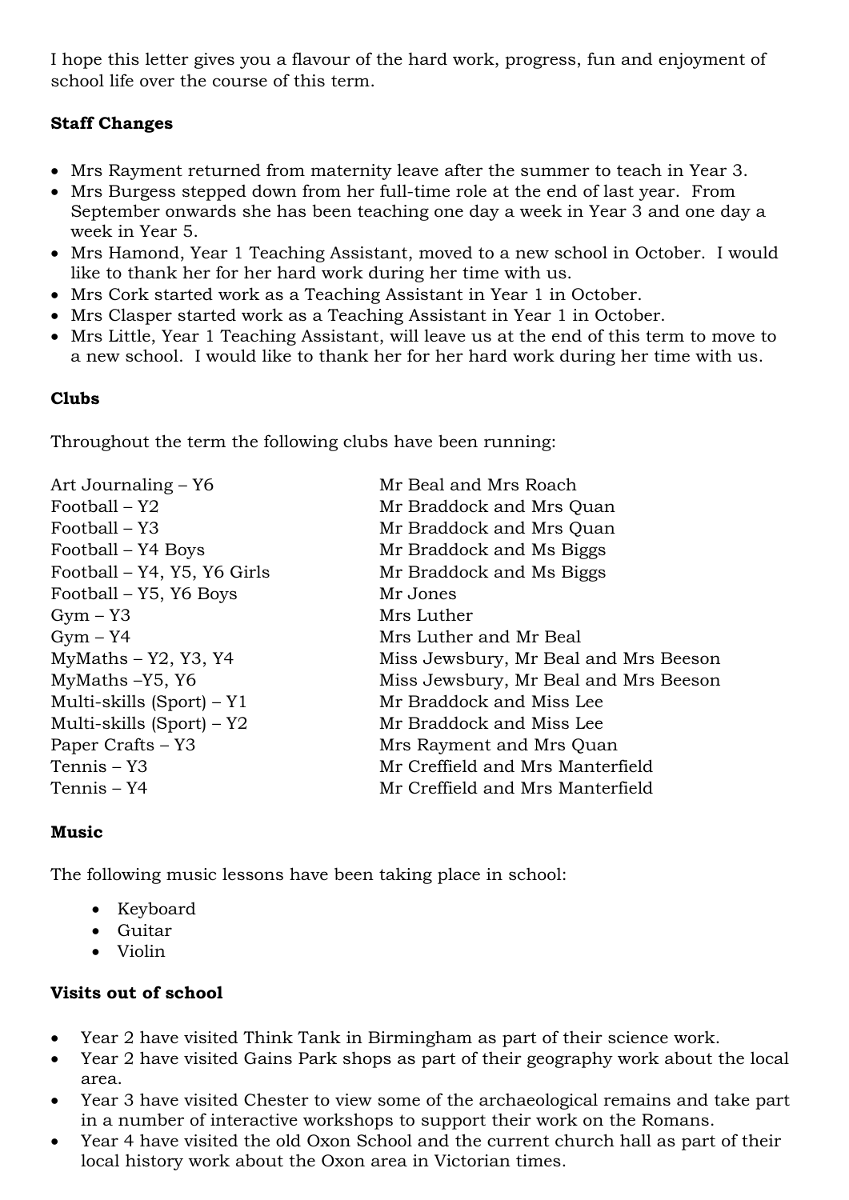I hope this letter gives you a flavour of the hard work, progress, fun and enjoyment of school life over the course of this term.

**Staff Changes**

- Mrs Rayment returned from maternity leave after the summer to teach in Year 3.
- Mrs Burgess stepped down from her full-time role at the end of last year. From September onwards she has been teaching one day a week in Year 3 and one day a week in Year 5.
- Mrs Hamond, Year 1 Teaching Assistant, moved to a new school in October. I would like to thank her for her hard work during her time with us.
- Mrs Cork started work as a Teaching Assistant in Year 1 in October.
- Mrs Clasper started work as a Teaching Assistant in Year 1 in October.
- Mrs Little, Year 1 Teaching Assistant, will leave us at the end of this term to move to a new school. I would like to thank her for her hard work during her time with us.

**Clubs**

Throughout the term the following clubs have been running:

| | |
|---|---|
| Art Journaling – Y6 | Mr Beal and Mrs Roach |
| Football – Y2 | Mr Braddock and Mrs Quan |
| Football – Y3 | Mr Braddock and Mrs Quan |
| Football – Y4 Boys | Mr Braddock and Ms Biggs |
| Football – Y4, Y5, Y6 Girls | Mr Braddock and Ms Biggs |
| Football – Y5, Y6 Boys | Mr Jones |
| Gym – Y3 | Mrs Luther |
| Gym – Y4 | Mrs Luther and Mr Beal |
| MyMaths – Y2, Y3, Y4 | Miss Jewsbury, Mr Beal and Mrs Beeson |
| MyMaths –Y5, Y6 | Miss Jewsbury, Mr Beal and Mrs Beeson |
| Multi-skills (Sport) – Y1 | Mr Braddock and Miss Lee |
| Multi-skills (Sport) – Y2 | Mr Braddock and Miss Lee |
| Paper Crafts – Y3 | Mrs Rayment and Mrs Quan |
| Tennis – Y3 | Mr Creffield and Mrs Manterfield |
| Tennis – Y4 | Mr Creffield and Mrs Manterfield |

**Music**

The following music lessons have been taking place in school:

- Keyboard
- Guitar
- Violin

**Visits out of school**

- Year 2 have visited Think Tank in Birmingham as part of their science work.
- Year 2 have visited Gains Park shops as part of their geography work about the local area.
- Year 3 have visited Chester to view some of the archaeological remains and take part in a number of interactive workshops to support their work on the Romans.
- Year 4 have visited the old Oxon School and the current church hall as part of their local history work about the Oxon area in Victorian times.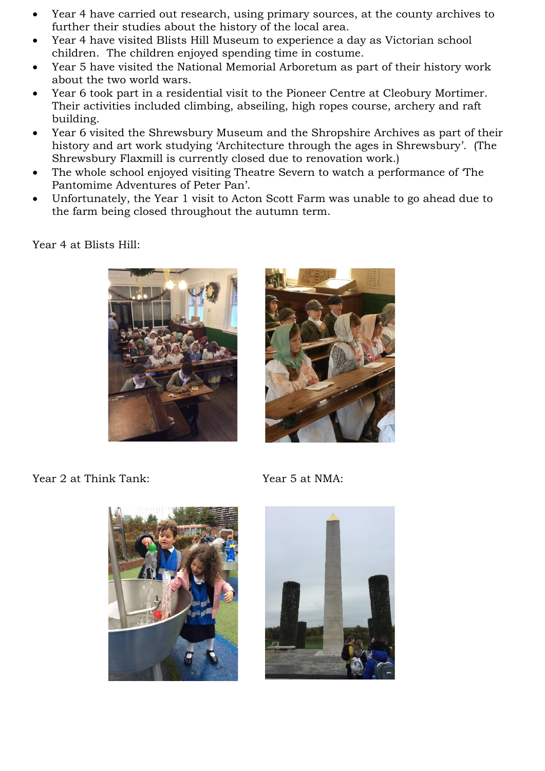- Year 4 have carried out research, using primary sources, at the county archives to further their studies about the history of the local area.
- Year 4 have visited Blists Hill Museum to experience a day as Victorian school children. The children enjoyed spending time in costume.
- Year 5 have visited the National Memorial Arboretum as part of their history work about the two world wars.
- Year 6 took part in a residential visit to the Pioneer Centre at Cleobury Mortimer. Their activities included climbing, abseiling, high ropes course, archery and raft building.
- Year 6 visited the Shrewsbury Museum and the Shropshire Archives as part of their history and art work studying 'Architecture through the ages in Shrewsbury'. (The Shrewsbury Flaxmill is currently closed due to renovation work.)
- The whole school enjoyed visiting Theatre Severn to watch a performance of 'The Pantomime Adventures of Peter Pan'.
- Unfortunately, the Year 1 visit to Acton Scott Farm was unable to go ahead due to the farm being closed throughout the autumn term.

Year 4 at Blists Hill:

Year 2 at Think Tank:

Year 5 at NMA: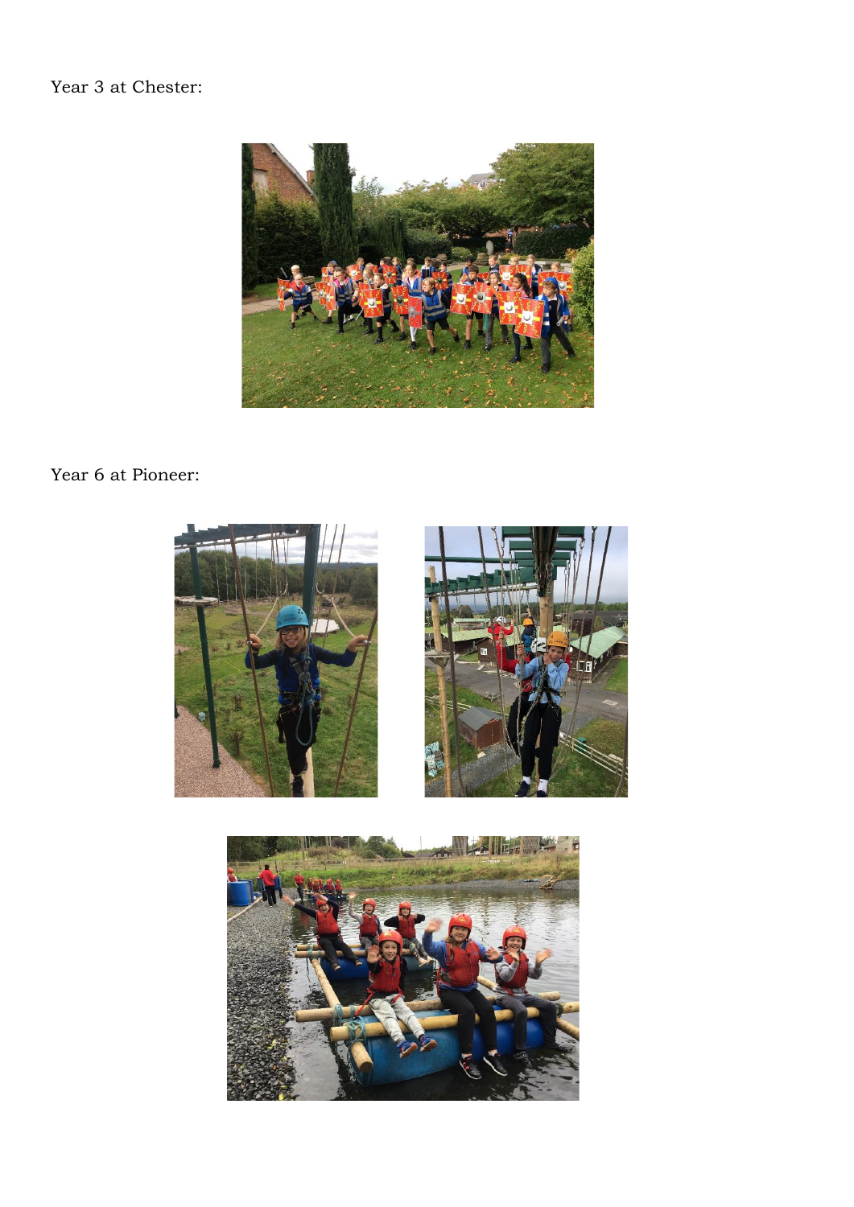Year 3 at Chester:

Year 6 at Pioneer: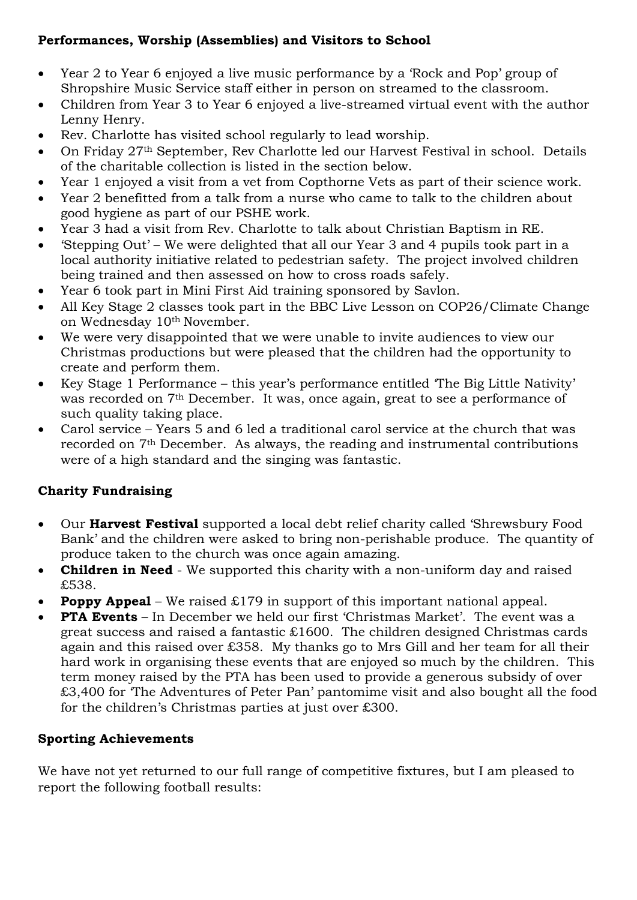### Performances, Worship (Assemblies) and Visitors to School

- Year 2 to Year 6 enjoyed a live music performance by a 'Rock and Pop' group of Shropshire Music Service staff either in person on streamed to the classroom.
- Children from Year 3 to Year 6 enjoyed a live-streamed virtual event with the author Lenny Henry.
- Rev. Charlotte has visited school regularly to lead worship.
- On Friday 27th September, Rev Charlotte led our Harvest Festival in school. Details of the charitable collection is listed in the section below.
- Year 1 enjoyed a visit from a vet from Copthorne Vets as part of their science work.
- Year 2 benefitted from a talk from a nurse who came to talk to the children about good hygiene as part of our PSHE work.
- Year 3 had a visit from Rev. Charlotte to talk about Christian Baptism in RE.
- 'Stepping Out' – We were delighted that all our Year 3 and 4 pupils took part in a local authority initiative related to pedestrian safety. The project involved children being trained and then assessed on how to cross roads safely.
- Year 6 took part in Mini First Aid training sponsored by Savlon.
- All Key Stage 2 classes took part in the BBC Live Lesson on COP26/Climate Change on Wednesday 10th November.
- We were very disappointed that we were unable to invite audiences to view our Christmas productions but were pleased that the children had the opportunity to create and perform them.
- Key Stage 1 Performance – this year's performance entitled 'The Big Little Nativity' was recorded on 7th December. It was, once again, great to see a performance of such quality taking place.
- Carol service – Years 5 and 6 led a traditional carol service at the church that was recorded on 7th December. As always, the reading and instrumental contributions were of a high standard and the singing was fantastic.

### Charity Fundraising

- Our **Harvest Festival** supported a local debt relief charity called 'Shrewsbury Food Bank' and the children were asked to bring non-perishable produce. The quantity of produce taken to the church was once again amazing.
- **Children in Need** - We supported this charity with a non-uniform day and raised £538.
- **Poppy Appeal** – We raised £179 in support of this important national appeal.
- **PTA Events** – In December we held our first 'Christmas Market'. The event was a great success and raised a fantastic £1600. The children designed Christmas cards again and this raised over £358. My thanks go to Mrs Gill and her team for all their hard work in organising these events that are enjoyed so much by the children. This term money raised by the PTA has been used to provide a generous subsidy of over £3,400 for 'The Adventures of Peter Pan' pantomime visit and also bought all the food for the children's Christmas parties at just over £300.

### Sporting Achievements

We have not yet returned to our full range of competitive fixtures, but I am pleased to report the following football results: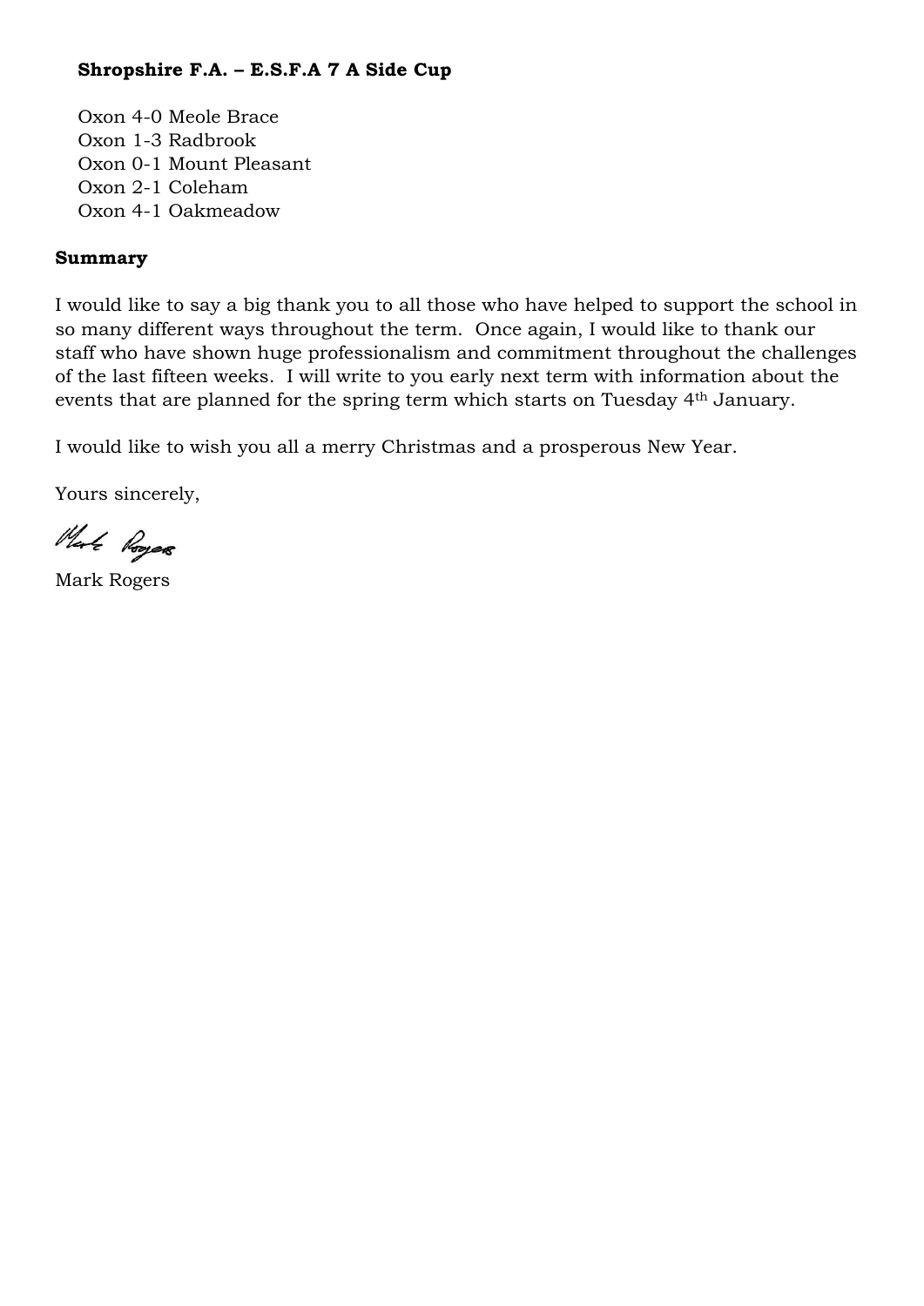**Shropshire F.A. – E.S.F.A 7 A Side Cup**

Oxon 4-0 Meole Brace
Oxon 1-3 Radbrook
Oxon 0-1 Mount Pleasant
Oxon 2-1 Coleham
Oxon 4-1 Oakmeadow

**Summary**

I would like to say a big thank you to all those who have helped to support the school in so many different ways throughout the term. Once again, I would like to thank our staff who have shown huge professionalism and commitment throughout the challenges of the last fifteen weeks. I will write to you early next term with information about the events that are planned for the spring term which starts on Tuesday 4th January.

I would like to wish you all a merry Christmas and a prosperous New Year.

Yours sincerely,

Mark Rogers